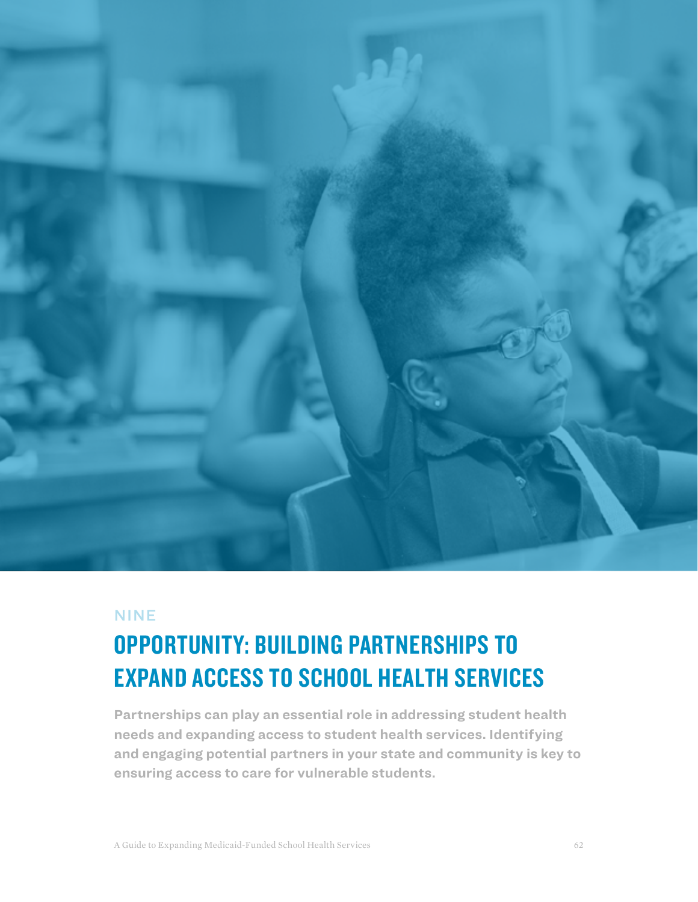NINE

# OPPORTUNITY: BUILDING PARTNERSHIPS TO EXPAND ACCESS TO SCHOOL HEALTH SERVICES

**Partnerships can play an essential role in addressing student health needs and expanding access to student health services. Identifying and engaging potential partners in your state and community is key to ensuring access to care for vulnerable students.**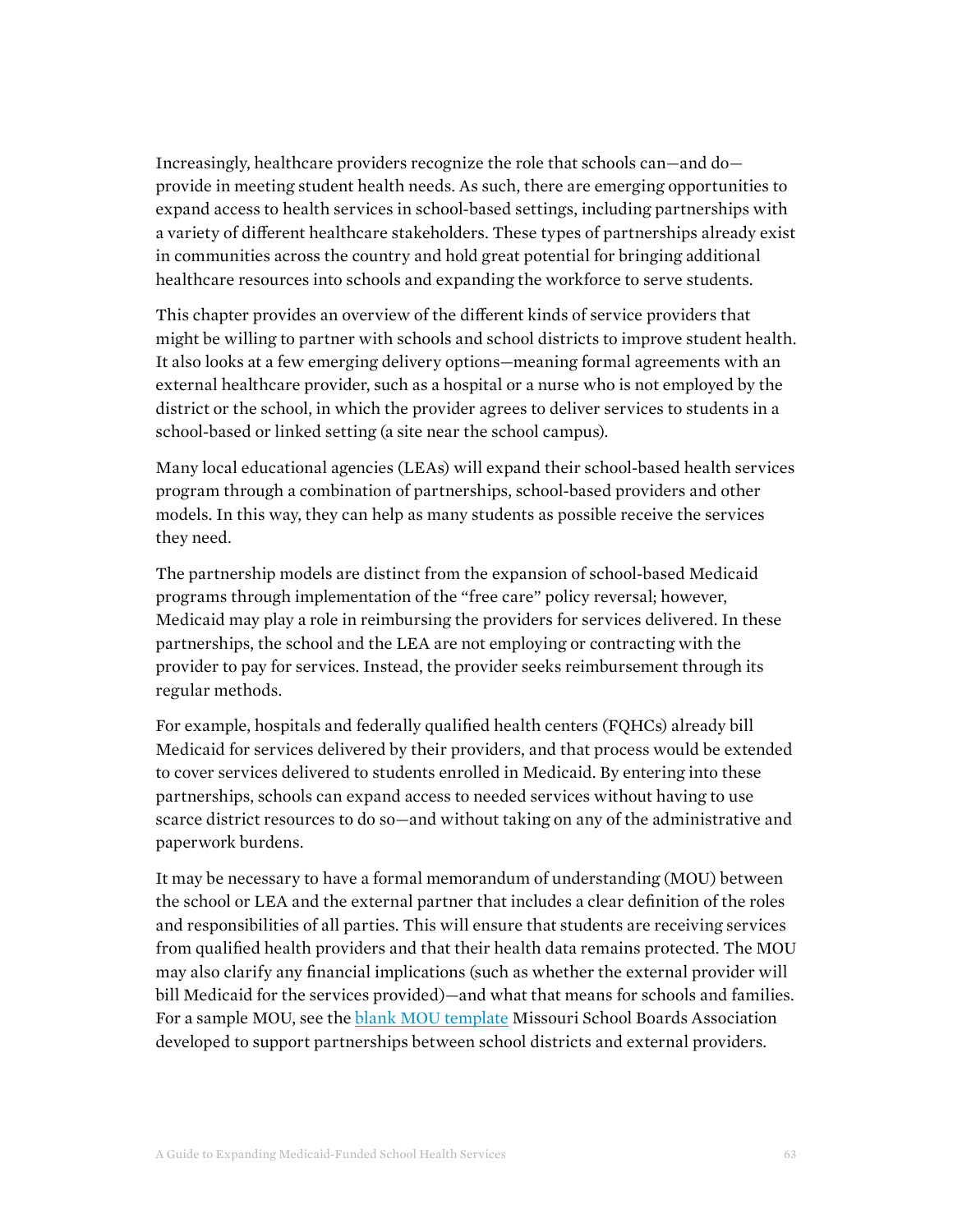Increasingly, healthcare providers recognize the role that schools can—and do—provide in meeting student health needs. As such, there are emerging opportunities to expand access to health services in school-based settings, including partnerships with a variety of different healthcare stakeholders. These types of partnerships already exist in communities across the country and hold great potential for bringing additional healthcare resources into schools and expanding the workforce to serve students.

This chapter provides an overview of the different kinds of service providers that might be willing to partner with schools and school districts to improve student health. It also looks at a few emerging delivery options—meaning formal agreements with an external healthcare provider, such as a hospital or a nurse who is not employed by the district or the school, in which the provider agrees to deliver services to students in a school-based or linked setting (a site near the school campus).

Many local educational agencies (LEAs) will expand their school-based health services program through a combination of partnerships, school-based providers and other models. In this way, they can help as many students as possible receive the services they need.

The partnership models are distinct from the expansion of school-based Medicaid programs through implementation of the "free care" policy reversal; however, Medicaid may play a role in reimbursing the providers for services delivered. In these partnerships, the school and the LEA are not employing or contracting with the provider to pay for services. Instead, the provider seeks reimbursement through its regular methods.

For example, hospitals and federally qualified health centers (FQHCs) already bill Medicaid for services delivered by their providers, and that process would be extended to cover services delivered to students enrolled in Medicaid. By entering into these partnerships, schools can expand access to needed services without having to use scarce district resources to do so—and without taking on any of the administrative and paperwork burdens.

It may be necessary to have a formal memorandum of understanding (MOU) between the school or LEA and the external partner that includes a clear definition of the roles and responsibilities of all parties. This will ensure that students are receiving services from qualified health providers and that their health data remains protected. The MOU may also clarify any financial implications (such as whether the external provider will bill Medicaid for the services provided)—and what that means for schools and families. For a sample MOU, see the blank MOU template Missouri School Boards Association developed to support partnerships between school districts and external providers.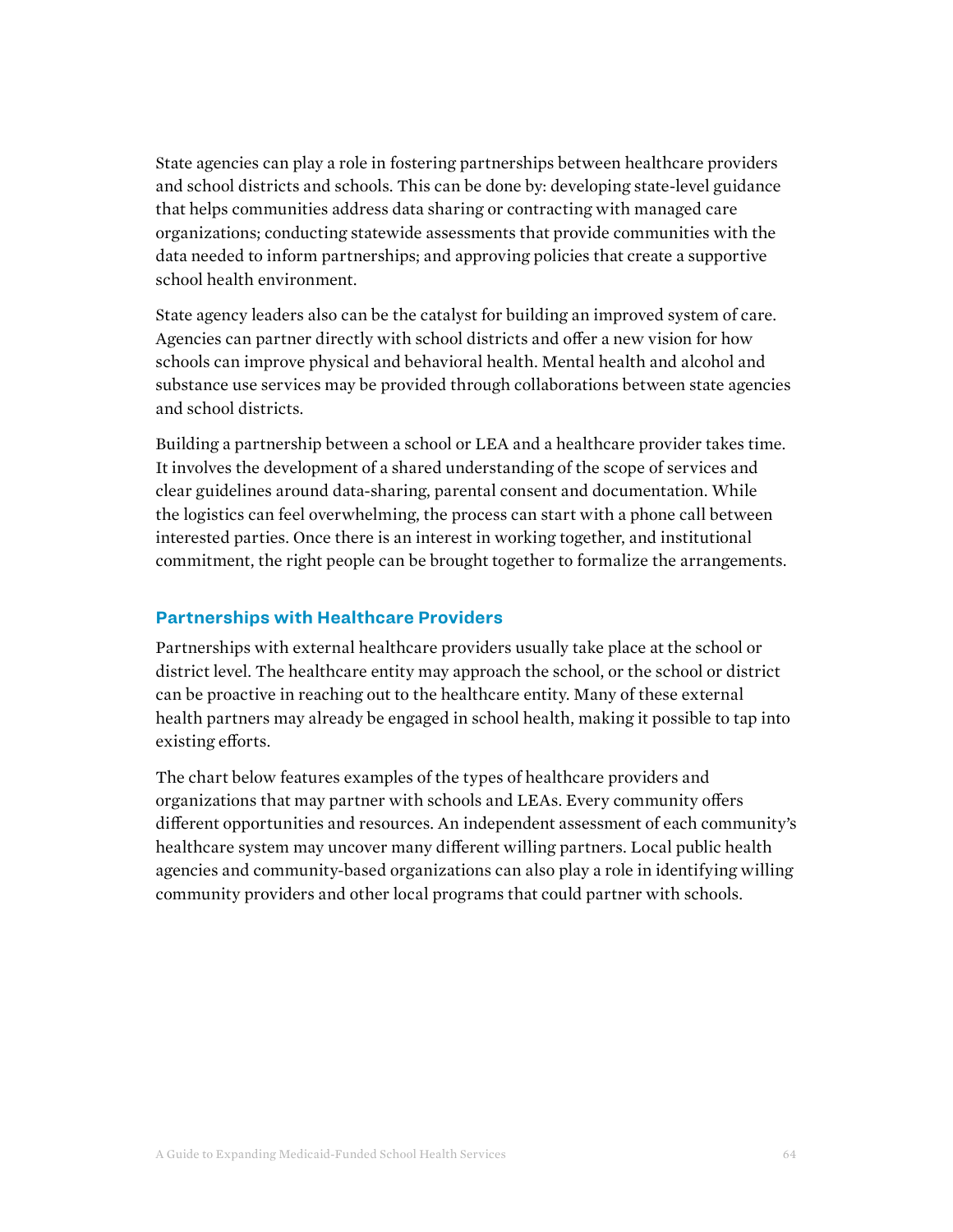State agencies can play a role in fostering partnerships between healthcare providers and school districts and schools. This can be done by: developing state-level guidance that helps communities address data sharing or contracting with managed care organizations; conducting statewide assessments that provide communities with the data needed to inform partnerships; and approving policies that create a supportive school health environment.

State agency leaders also can be the catalyst for building an improved system of care. Agencies can partner directly with school districts and offer a new vision for how schools can improve physical and behavioral health. Mental health and alcohol and substance use services may be provided through collaborations between state agencies and school districts.

Building a partnership between a school or LEA and a healthcare provider takes time. It involves the development of a shared understanding of the scope of services and clear guidelines around data-sharing, parental consent and documentation. While the logistics can feel overwhelming, the process can start with a phone call between interested parties. Once there is an interest in working together, and institutional commitment, the right people can be brought together to formalize the arrangements.

### Partnerships with Healthcare Providers

Partnerships with external healthcare providers usually take place at the school or district level. The healthcare entity may approach the school, or the school or district can be proactive in reaching out to the healthcare entity. Many of these external health partners may already be engaged in school health, making it possible to tap into existing efforts.

The chart below features examples of the types of healthcare providers and organizations that may partner with schools and LEAs. Every community offers different opportunities and resources. An independent assessment of each community's healthcare system may uncover many different willing partners. Local public health agencies and community-based organizations can also play a role in identifying willing community providers and other local programs that could partner with schools.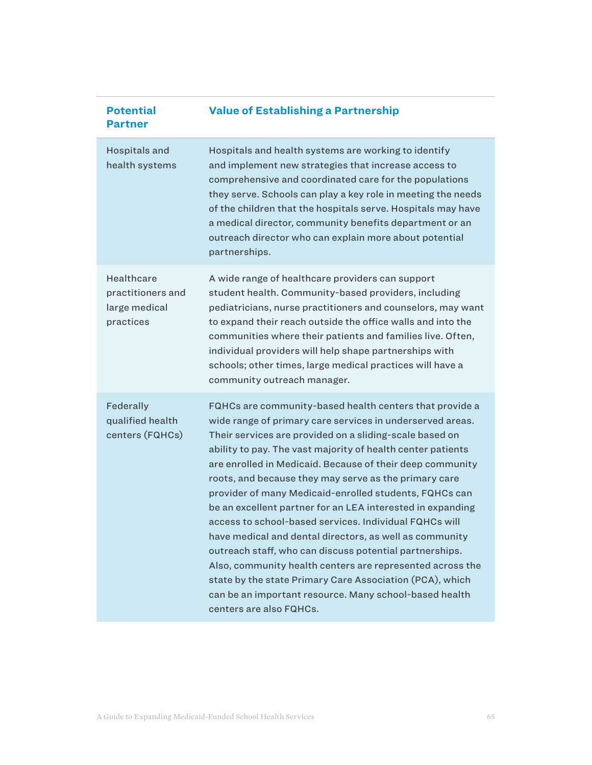| Potential Partner | Value of Establishing a Partnership |
|---|---|
| Hospitals and health systems | Hospitals and health systems are working to identify and implement new strategies that increase access to comprehensive and coordinated care for the populations they serve. Schools can play a key role in meeting the needs of the children that the hospitals serve. Hospitals may have a medical director, community benefits department or an outreach director who can explain more about potential partnerships. |
| Healthcare practitioners and large medical practices | A wide range of healthcare providers can support student health. Community-based providers, including pediatricians, nurse practitioners and counselors, may want to expand their reach outside the office walls and into the communities where their patients and families live. Often, individual providers will help shape partnerships with schools; other times, large medical practices will have a community outreach manager. |
| Federally qualified health centers (FQHCs) | FQHCs are community-based health centers that provide a wide range of primary care services in underserved areas. Their services are provided on a sliding-scale based on ability to pay. The vast majority of health center patients are enrolled in Medicaid. Because of their deep community roots, and because they may serve as the primary care provider of many Medicaid-enrolled students, FQHCs can be an excellent partner for an LEA interested in expanding access to school-based services. Individual FQHCs will have medical and dental directors, as well as community outreach staff, who can discuss potential partnerships. Also, community health centers are represented across the state by the state Primary Care Association (PCA), which can be an important resource. Many school-based health centers are also FQHCs. |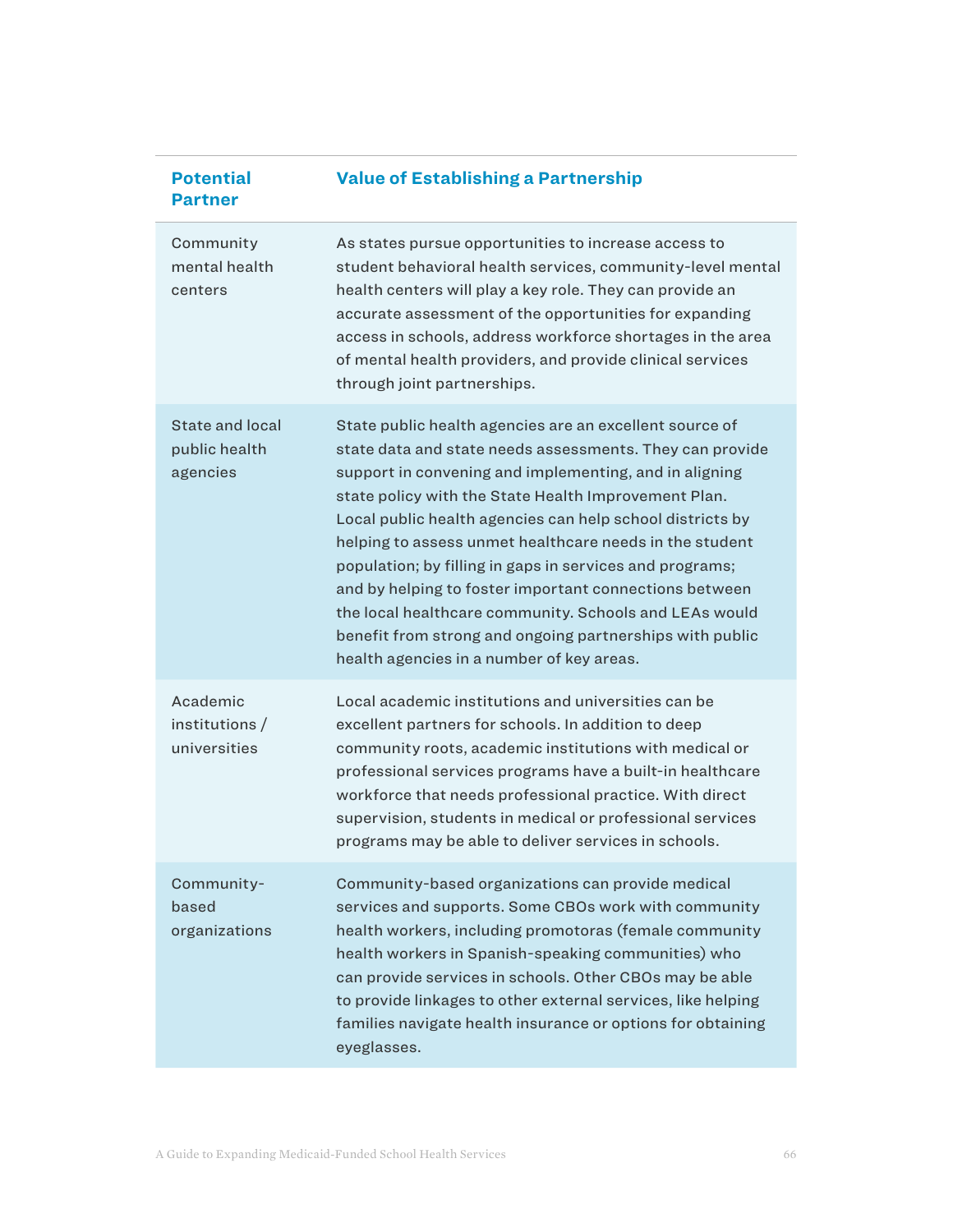| Potential Partner | Value of Establishing a Partnership |
| --- | --- |
| Community mental health centers | As states pursue opportunities to increase access to student behavioral health services, community-level mental health centers will play a key role. They can provide an accurate assessment of the opportunities for expanding access in schools, address workforce shortages in the area of mental health providers, and provide clinical services through joint partnerships. |
| State and local public health agencies | State public health agencies are an excellent source of state data and state needs assessments. They can provide support in convening and implementing, and in aligning state policy with the State Health Improvement Plan. Local public health agencies can help school districts by helping to assess unmet healthcare needs in the student population; by filling in gaps in services and programs; and by helping to foster important connections between the local healthcare community. Schools and LEAs would benefit from strong and ongoing partnerships with public health agencies in a number of key areas. |
| Academic institutions / universities | Local academic institutions and universities can be excellent partners for schools. In addition to deep community roots, academic institutions with medical or professional services programs have a built-in healthcare workforce that needs professional practice. With direct supervision, students in medical or professional services programs may be able to deliver services in schools. |
| Community-based organizations | Community-based organizations can provide medical services and supports. Some CBOs work with community health workers, including promotoras (female community health workers in Spanish-speaking communities) who can provide services in schools. Other CBOs may be able to provide linkages to other external services, like helping families navigate health insurance or options for obtaining eyeglasses. |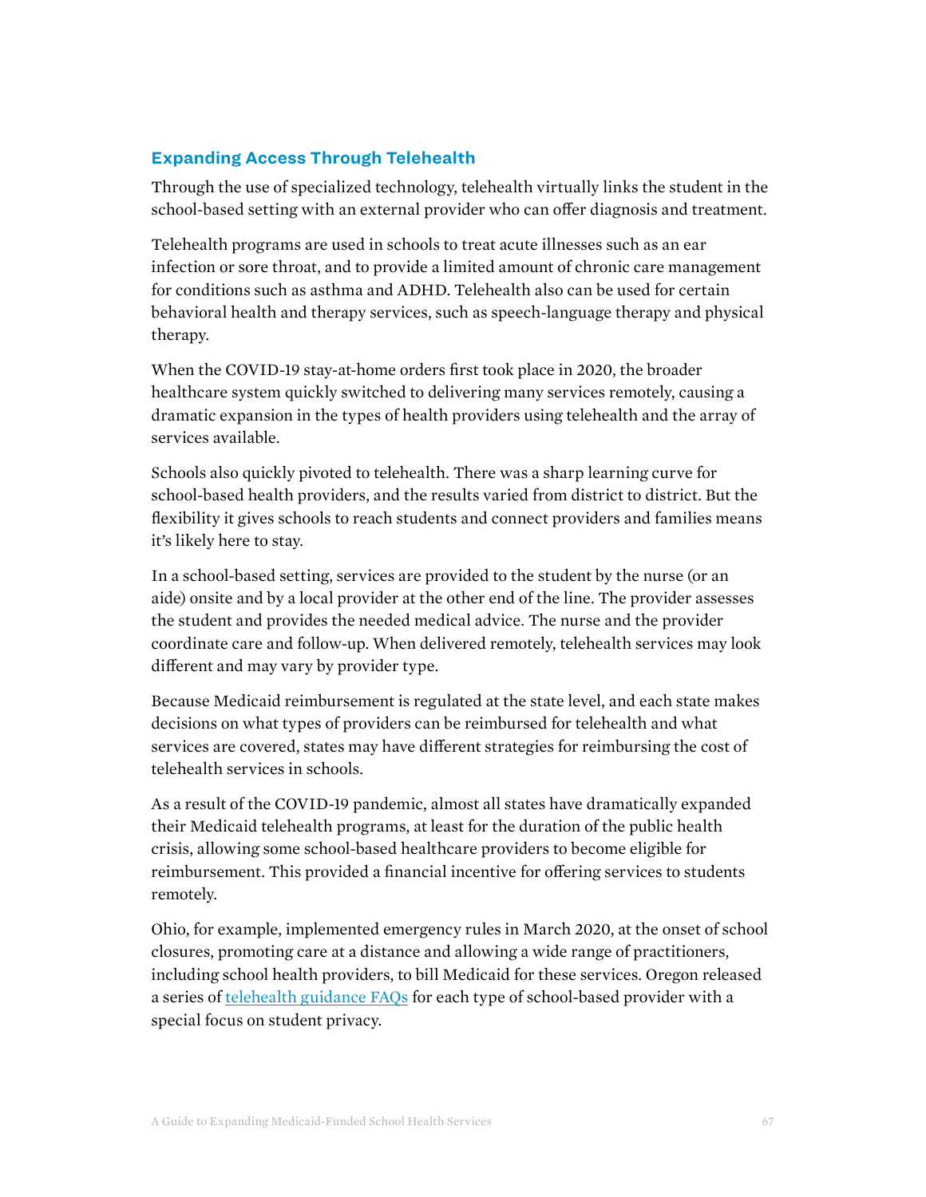## Expanding Access Through Telehealth

Through the use of specialized technology, telehealth virtually links the student in the school-based setting with an external provider who can offer diagnosis and treatment.

Telehealth programs are used in schools to treat acute illnesses such as an ear infection or sore throat, and to provide a limited amount of chronic care management for conditions such as asthma and ADHD. Telehealth also can be used for certain behavioral health and therapy services, such as speech-language therapy and physical therapy.

When the COVID-19 stay-at-home orders first took place in 2020, the broader healthcare system quickly switched to delivering many services remotely, causing a dramatic expansion in the types of health providers using telehealth and the array of services available.

Schools also quickly pivoted to telehealth. There was a sharp learning curve for school-based health providers, and the results varied from district to district. But the flexibility it gives schools to reach students and connect providers and families means it's likely here to stay.

In a school-based setting, services are provided to the student by the nurse (or an aide) onsite and by a local provider at the other end of the line. The provider assesses the student and provides the needed medical advice. The nurse and the provider coordinate care and follow-up. When delivered remotely, telehealth services may look different and may vary by provider type.

Because Medicaid reimbursement is regulated at the state level, and each state makes decisions on what types of providers can be reimbursed for telehealth and what services are covered, states may have different strategies for reimbursing the cost of telehealth services in schools.

As a result of the COVID-19 pandemic, almost all states have dramatically expanded their Medicaid telehealth programs, at least for the duration of the public health crisis, allowing some school-based healthcare providers to become eligible for reimbursement. This provided a financial incentive for offering services to students remotely.

Ohio, for example, implemented emergency rules in March 2020, at the onset of school closures, promoting care at a distance and allowing a wide range of practitioners, including school health providers, to bill Medicaid for these services. Oregon released a series of telehealth guidance FAQs for each type of school-based provider with a special focus on student privacy.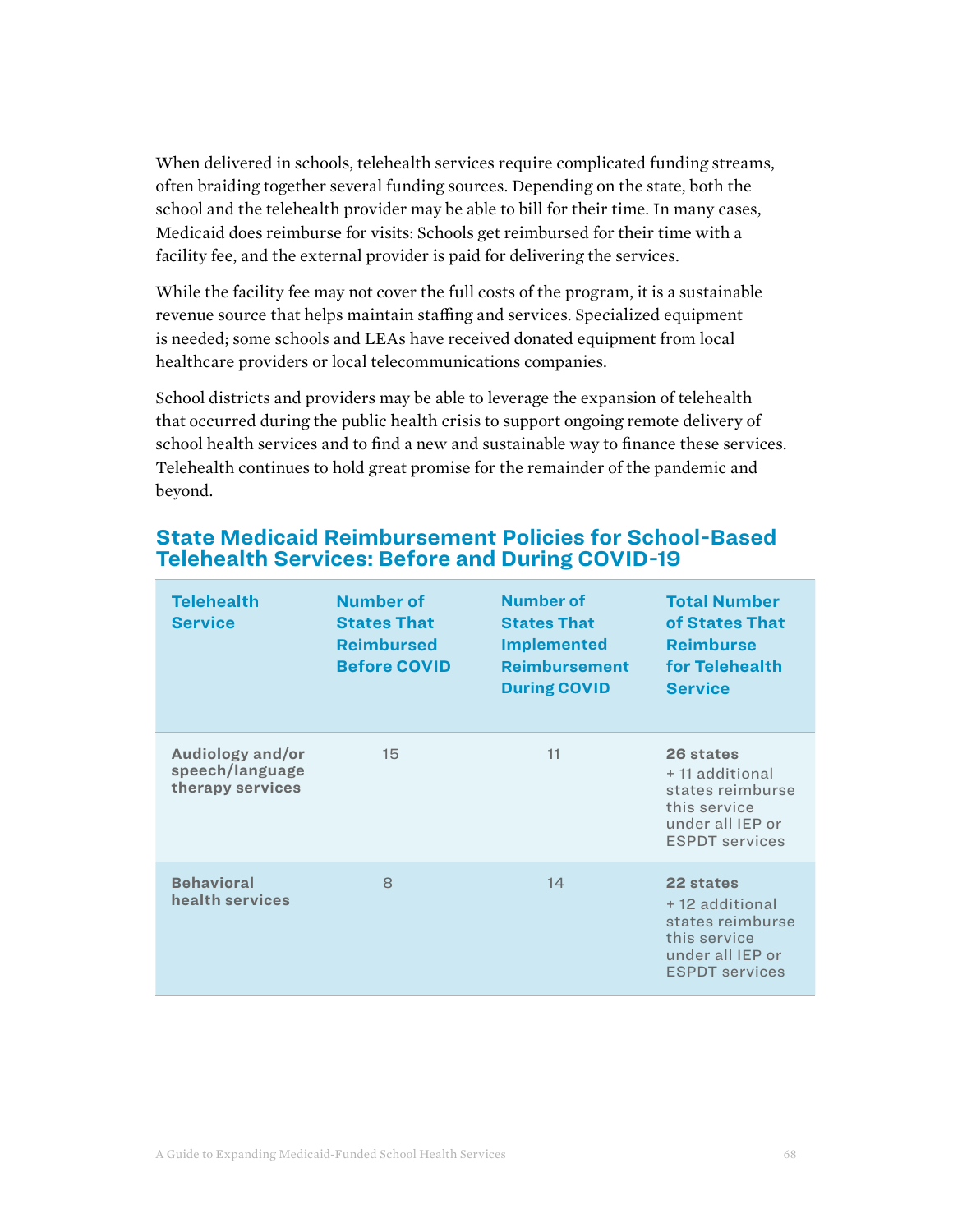When delivered in schools, telehealth services require complicated funding streams, often braiding together several funding sources. Depending on the state, both the school and the telehealth provider may be able to bill for their time. In many cases, Medicaid does reimburse for visits: Schools get reimbursed for their time with a facility fee, and the external provider is paid for delivering the services.

While the facility fee may not cover the full costs of the program, it is a sustainable revenue source that helps maintain staffing and services. Specialized equipment is needed; some schools and LEAs have received donated equipment from local healthcare providers or local telecommunications companies.

School districts and providers may be able to leverage the expansion of telehealth that occurred during the public health crisis to support ongoing remote delivery of school health services and to find a new and sustainable way to finance these services. Telehealth continues to hold great promise for the remainder of the pandemic and beyond.

## State Medicaid Reimbursement Policies for School-Based Telehealth Services: Before and During COVID-19

| Telehealth Service | Number of States That Reimbursed Before COVID | Number of States That Implemented Reimbursement During COVID | Total Number of States That Reimburse for Telehealth Service |
|---|---|---|---|
| **Audiology and/or speech/language therapy services** | 15 | 11 | **26 states** + 11 additional states reimburse this service under all IEP or ESPDT services |
| **Behavioral health services** | 8 | 14 | **22 states** + 12 additional states reimburse this service under all IEP or ESPDT services |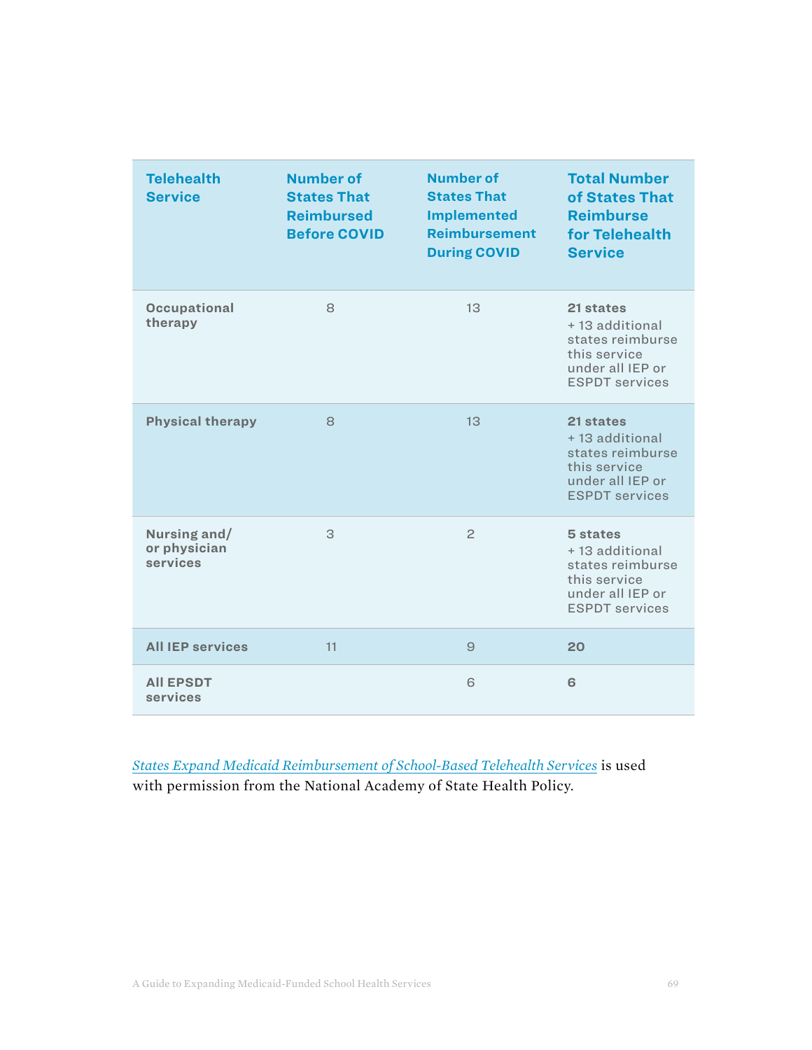| Telehealth Service | Number of States That Reimbursed Before COVID | Number of States That Implemented Reimbursement During COVID | Total Number of States That Reimburse for Telehealth Service |
|---|---|---|---|
| **Occupational therapy** | 8 | 13 | **21 states** + 13 additional states reimburse this service under all IEP or ESPDT services |
| **Physical therapy** | 8 | 13 | **21 states** + 13 additional states reimburse this service under all IEP or ESPDT services |
| **Nursing and/ or physician services** | 3 | 2 | **5 states** + 13 additional states reimburse this service under all IEP or ESPDT services |
| **All IEP services** | 11 | 9 | **20** |
| **All EPSDT services** | | 6 | **6** |

*States Expand Medicaid Reimbursement of School-Based Telehealth Services* is used with permission from the National Academy of State Health Policy.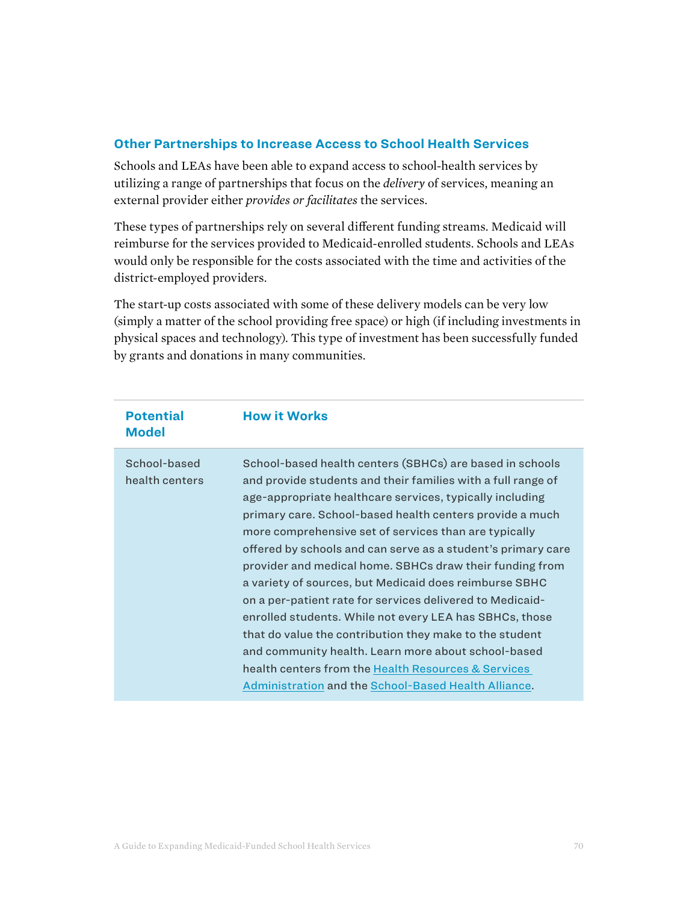### Other Partnerships to Increase Access to School Health Services

Schools and LEAs have been able to expand access to school-health services by utilizing a range of partnerships that focus on the *delivery* of services, meaning an external provider either *provides or facilitates* the services.

These types of partnerships rely on several different funding streams. Medicaid will reimburse for the services provided to Medicaid-enrolled students. Schools and LEAs would only be responsible for the costs associated with the time and activities of the district-employed providers.

The start-up costs associated with some of these delivery models can be very low (simply a matter of the school providing free space) or high (if including investments in physical spaces and technology). This type of investment has been successfully funded by grants and donations in many communities.

| Potential Model | How it Works |
|---|---|
| School-based health centers | School-based health centers (SBHCs) are based in schools and provide students and their families with a full range of age-appropriate healthcare services, typically including primary care. School-based health centers provide a much more comprehensive set of services than are typically offered by schools and can serve as a student's primary care provider and medical home. SBHCs draw their funding from a variety of sources, but Medicaid does reimburse SBHC on a per-patient rate for services delivered to Medicaid-enrolled students. While not every LEA has SBHCs, those that do value the contribution they make to the student and community health. Learn more about school-based health centers from the Health Resources & Services Administration and the School-Based Health Alliance. |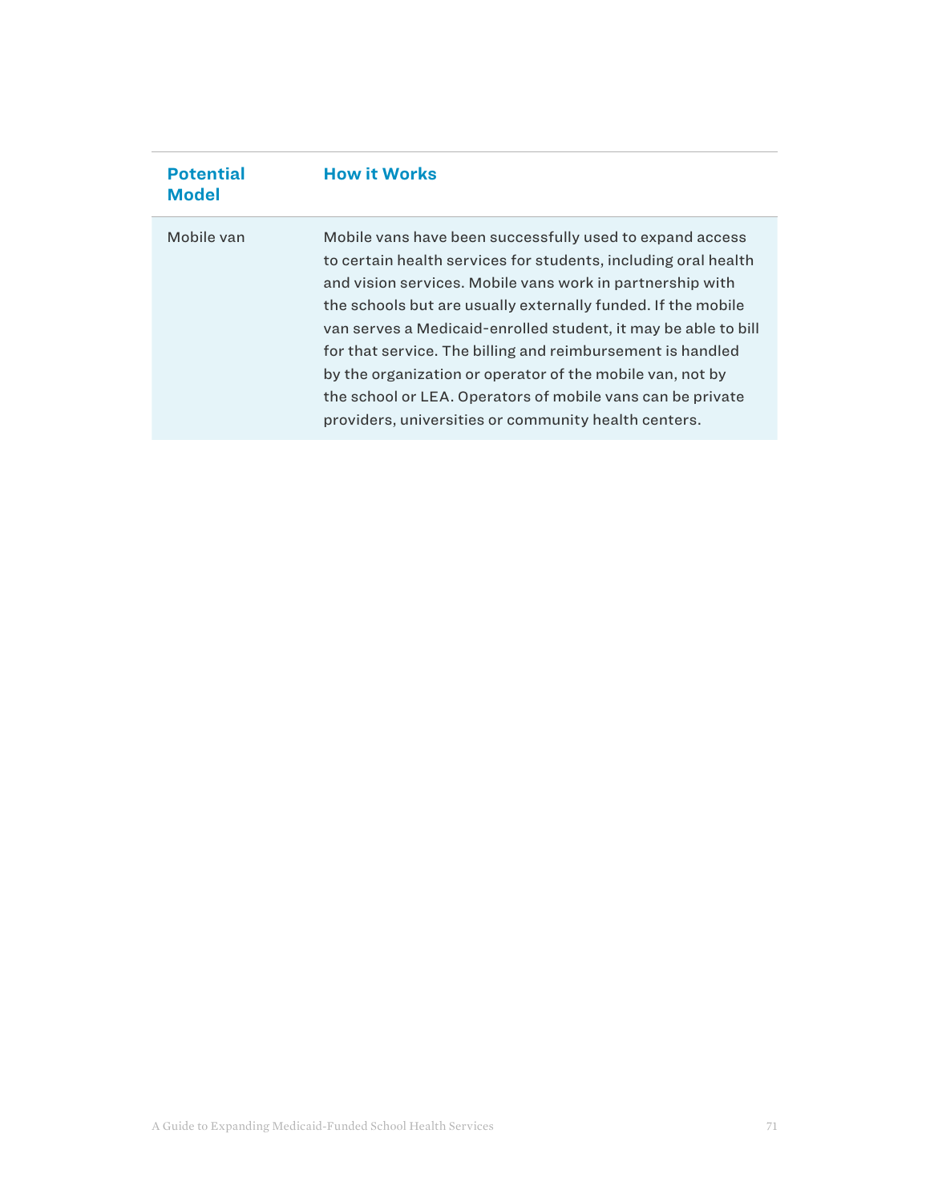| Potential Model | How it Works |
| --- | --- |
| Mobile van | Mobile vans have been successfully used to expand access to certain health services for students, including oral health and vision services. Mobile vans work in partnership with the schools but are usually externally funded. If the mobile van serves a Medicaid-enrolled student, it may be able to bill for that service. The billing and reimbursement is handled by the organization or operator of the mobile van, not by the school or LEA. Operators of mobile vans can be private providers, universities or community health centers. |